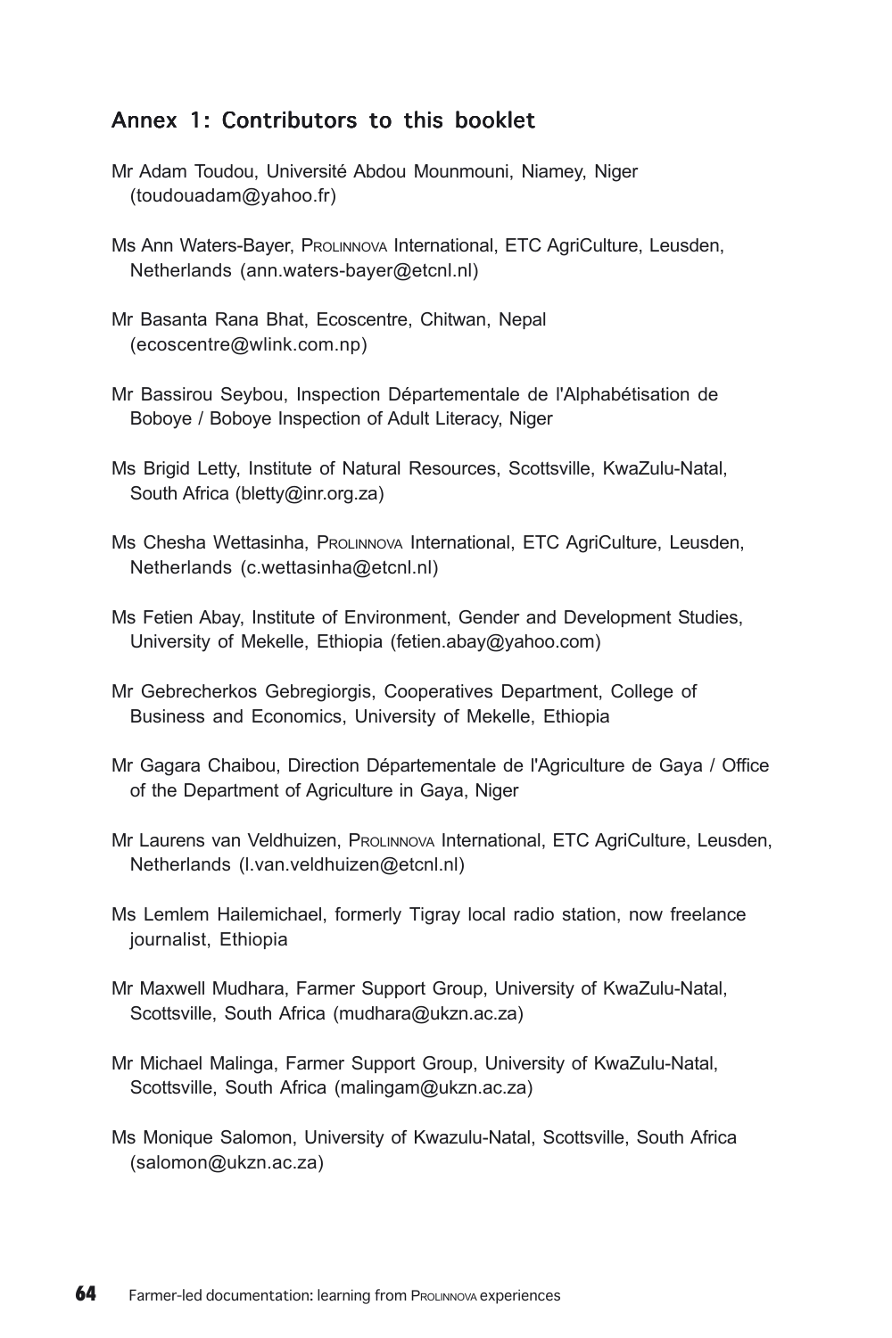## Annex 1: Contributors to this booklet

Mr Adam Toudou, Université Abdou Mounmouni, Niamey, Niger (toudouadam@yahoo.fr)

Ms Ann Waters-Bayer, Prolinnova International, ETC AgriCulture, Leusden, Netherlands (ann.waters-bayer@etcnl.nl)

Mr Basanta Rana Bhat, Ecoscentre, Chitwan, Nepal (ecoscentre@wlink.com.np)

Mr Bassirou Seybou, Inspection Départementale de l'Alphabétisation de Boboye / Boboye Inspection of Adult Literacy, Niger

Ms Brigid Letty, Institute of Natural Resources, Scottsville, KwaZulu-Natal, South Africa (bletty@inr.org.za)

Ms Chesha Wettasinha, Prolinnova International, ETC AgriCulture, Leusden, Netherlands (c.wettasinha@etcnl.nl)

Ms Fetien Abay, Institute of Environment, Gender and Development Studies, University of Mekelle, Ethiopia (fetien.abay@yahoo.com)

Mr Gebrecherkos Gebregiorgis, Cooperatives Department, College of Business and Economics, University of Mekelle, Ethiopia

Mr Gagara Chaibou, Direction Départementale de l'Agriculture de Gaya / Office of the Department of Agriculture in Gaya, Niger

Mr Laurens van Veldhuizen, Prolinnova International, ETC AgriCulture, Leusden, Netherlands (l.van.veldhuizen@etcnl.nl)

Ms Lemlem Hailemichael, formerly Tigray local radio station, now freelance journalist, Ethiopia

Mr Maxwell Mudhara, Farmer Support Group, University of KwaZulu-Natal, Scottsville, South Africa (mudhara@ukzn.ac.za)

Mr Michael Malinga, Farmer Support Group, University of KwaZulu-Natal, Scottsville, South Africa (malingam@ukzn.ac.za)

Ms Monique Salomon, University of Kwazulu-Natal, Scottsville, South Africa (salomon@ukzn.ac.za)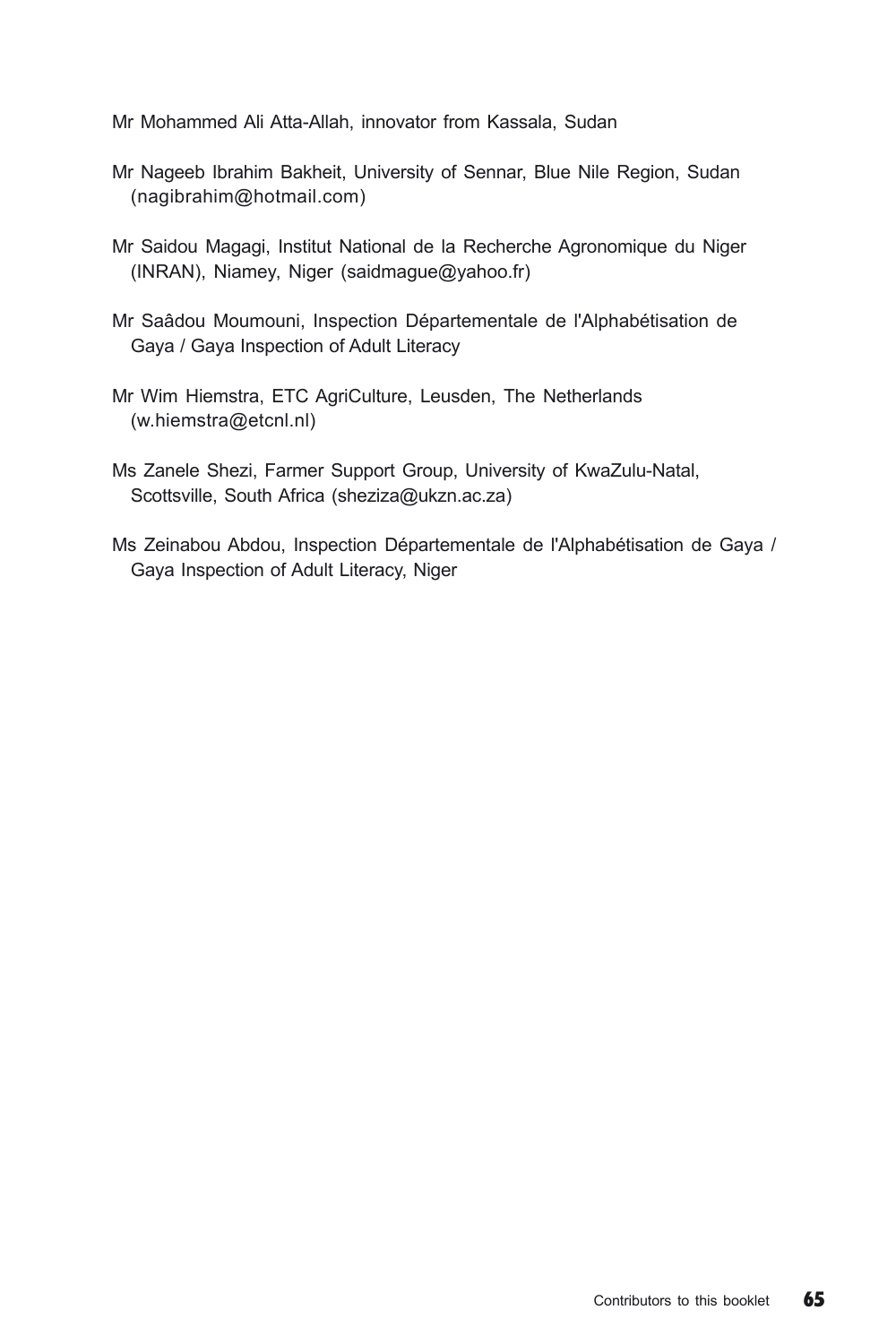Mr Mohammed Ali Atta-Allah, innovator from Kassala, Sudan

Mr Nageeb Ibrahim Bakheit, University of Sennar, Blue Nile Region, Sudan (nagibrahim@hotmail.com)

Mr Saidou Magagi, Institut National de la Recherche Agronomique du Niger (INRAN), Niamey, Niger (saidmague@yahoo.fr)

Mr Saâdou Moumouni, Inspection Départementale de l'Alphabétisation de Gaya / Gaya Inspection of Adult Literacy

Mr Wim Hiemstra, ETC AgriCulture, Leusden, The Netherlands (w.hiemstra@etcnl.nl)

Ms Zanele Shezi, Farmer Support Group, University of KwaZulu-Natal, Scottsville, South Africa (sheziza@ukzn.ac.za)

Ms Zeinabou Abdou, Inspection Départementale de l'Alphabétisation de Gaya / Gaya Inspection of Adult Literacy, Niger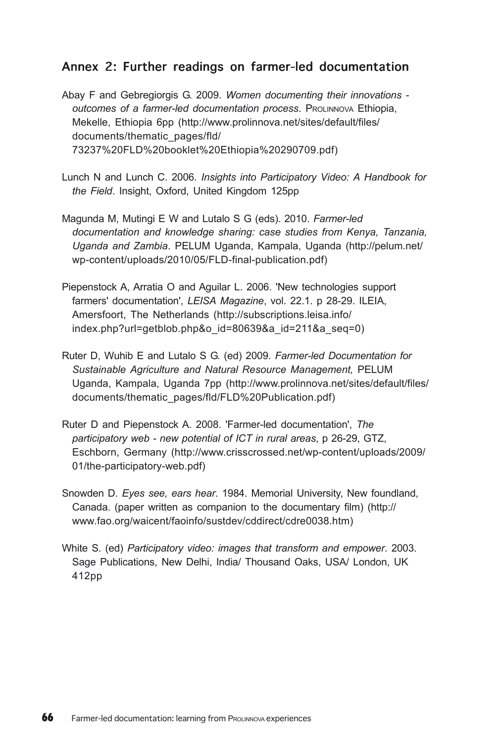## Annex 2: Further readings on farmer-led documentation

Abay F and Gebregiorgis G. 2009. *Women documenting their innovations - outcomes of a farmer-led documentation process*. Prolinnova Ethiopia, Mekelle, Ethiopia 6pp (http://www.prolinnova.net/sites/default/files/documents/thematic_pages/fld/73237%20FLD%20booklet%20Ethiopia%20290709.pdf)

Lunch N and Lunch C. 2006. *Insights into Participatory Video: A Handbook for the Field*. Insight, Oxford, United Kingdom 125pp

Magunda M, Mutingi E W and Lutalo S G (eds). 2010. *Farmer-led documentation and knowledge sharing: case studies from Kenya, Tanzania, Uganda and Zambia*. PELUM Uganda, Kampala, Uganda (http://pelum.net/wp-content/uploads/2010/05/FLD-final-publication.pdf)

Piepenstock A, Arratia O and Aguilar L. 2006. 'New technologies support farmers' documentation', *LEISA Magazine*, vol. 22.1. p 28-29. ILEIA, Amersfoort, The Netherlands (http://subscriptions.leisa.info/index.php?url=getblob.php&o_id=80639&a_id=211&a_seq=0)

Ruter D, Wuhib E and Lutalo S G. (ed) 2009. *Farmer-led Documentation for Sustainable Agriculture and Natural Resource Management,* PELUM Uganda, Kampala, Uganda 7pp (http://www.prolinnova.net/sites/default/files/documents/thematic_pages/fld/FLD%20Publication.pdf)

Ruter D and Piepenstock A. 2008. 'Farmer-led documentation', *The participatory web - new potential of ICT in rural areas*, p 26-29, GTZ, Eschborn, Germany (http://www.crisscrossed.net/wp-content/uploads/2009/01/the-participatory-web.pdf)

Snowden D. *Eyes see, ears hear*. 1984. Memorial University, New foundland, Canada. (paper written as companion to the documentary film) (http://www.fao.org/waicent/faoinfo/sustdev/cddirect/cdre0038.htm)

White S. (ed) *Participatory video: images that transform and empower*. 2003. Sage Publications, New Delhi, India/ Thousand Oaks, USA/ London, UK 412pp